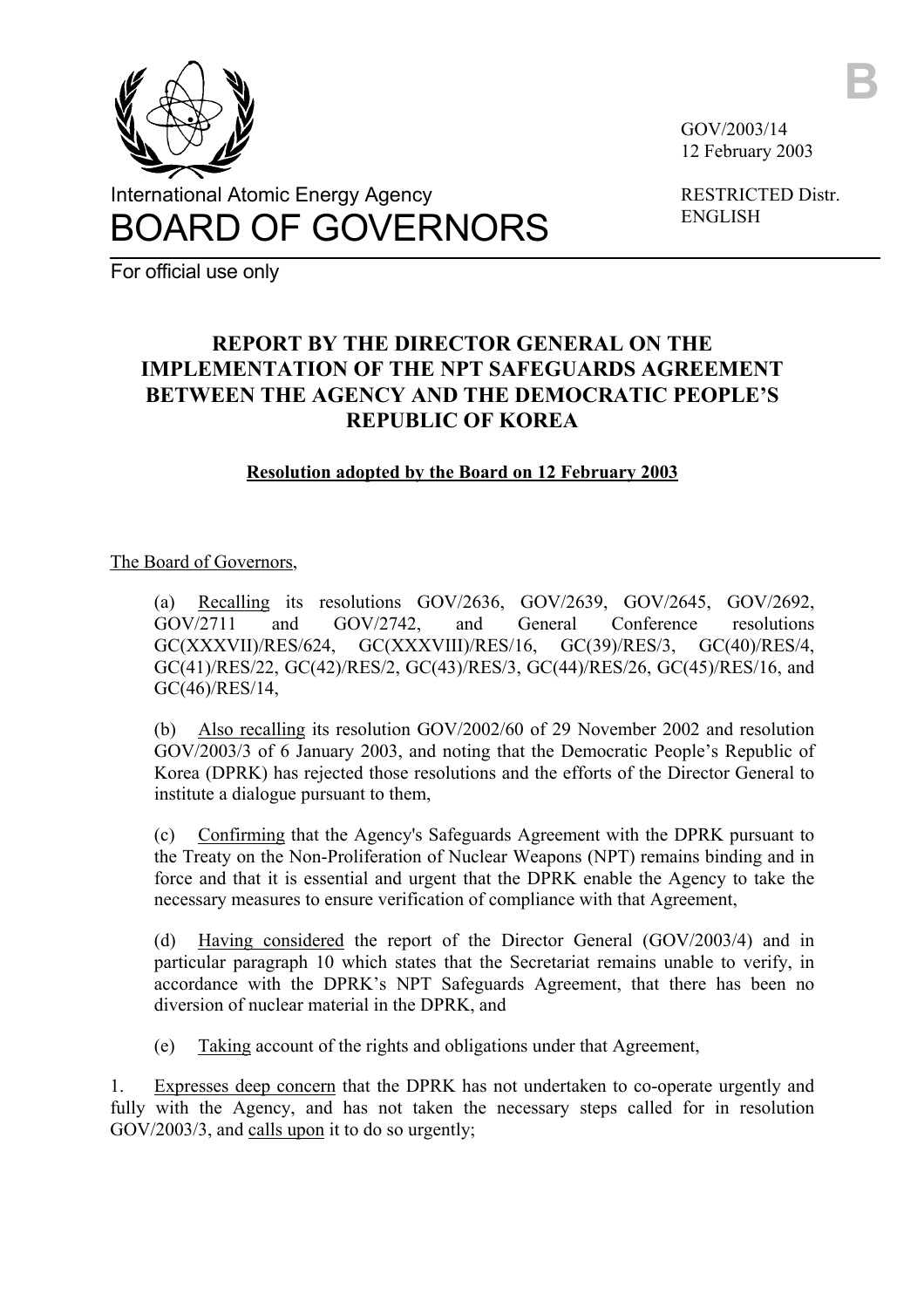International Atomic Energy Agency

# BOARD OF GOVERNORS

For official use only

GOV/2003/14
12 February 2003

RESTRICTED Distr.
ENGLISH

## REPORT BY THE DIRECTOR GENERAL ON THE IMPLEMENTATION OF THE NPT SAFEGUARDS AGREEMENT BETWEEN THE AGENCY AND THE DEMOCRATIC PEOPLE'S REPUBLIC OF KOREA

**Resolution adopted by the Board on 12 February 2003**

The Board of Governors,

(a) Recalling its resolutions GOV/2636, GOV/2639, GOV/2645, GOV/2692, GOV/2711 and GOV/2742, and General Conference resolutions GC(XXXVII)/RES/624, GC(XXXVIII)/RES/16, GC(39)/RES/3, GC(40)/RES/4, GC(41)/RES/22, GC(42)/RES/2, GC(43)/RES/3, GC(44)/RES/26, GC(45)/RES/16, and GC(46)/RES/14,

(b) Also recalling its resolution GOV/2002/60 of 29 November 2002 and resolution GOV/2003/3 of 6 January 2003, and noting that the Democratic People's Republic of Korea (DPRK) has rejected those resolutions and the efforts of the Director General to institute a dialogue pursuant to them,

(c) Confirming that the Agency's Safeguards Agreement with the DPRK pursuant to the Treaty on the Non-Proliferation of Nuclear Weapons (NPT) remains binding and in force and that it is essential and urgent that the DPRK enable the Agency to take the necessary measures to ensure verification of compliance with that Agreement,

(d) Having considered the report of the Director General (GOV/2003/4) and in particular paragraph 10 which states that the Secretariat remains unable to verify, in accordance with the DPRK's NPT Safeguards Agreement, that there has been no diversion of nuclear material in the DPRK, and

(e) Taking account of the rights and obligations under that Agreement,

1. Expresses deep concern that the DPRK has not undertaken to co-operate urgently and fully with the Agency, and has not taken the necessary steps called for in resolution GOV/2003/3, and calls upon it to do so urgently;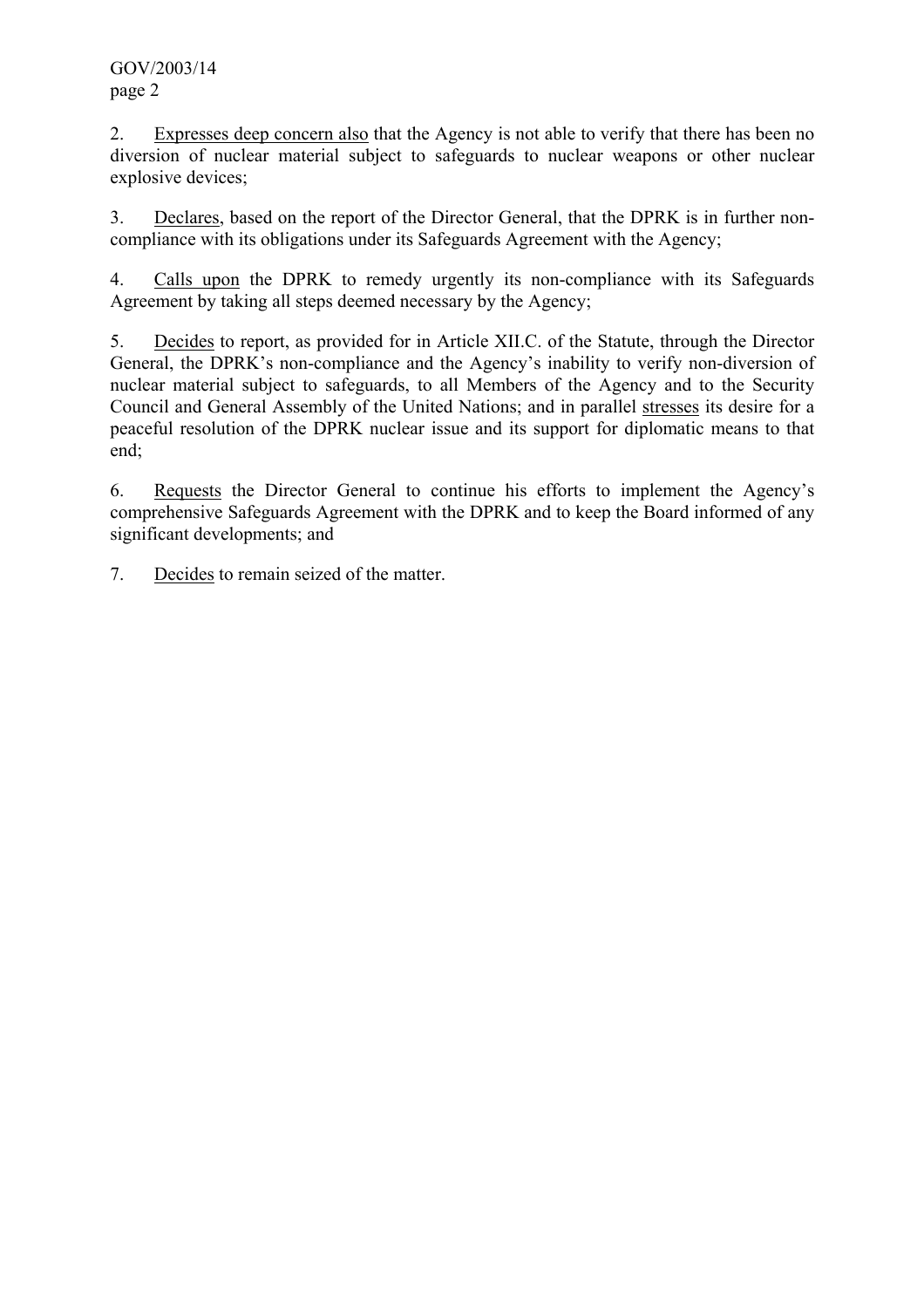2. Expresses deep concern also that the Agency is not able to verify that there has been no diversion of nuclear material subject to safeguards to nuclear weapons or other nuclear explosive devices;

3. Declares, based on the report of the Director General, that the DPRK is in further non-compliance with its obligations under its Safeguards Agreement with the Agency;

4. Calls upon the DPRK to remedy urgently its non-compliance with its Safeguards Agreement by taking all steps deemed necessary by the Agency;

5. Decides to report, as provided for in Article XII.C. of the Statute, through the Director General, the DPRK's non-compliance and the Agency's inability to verify non-diversion of nuclear material subject to safeguards, to all Members of the Agency and to the Security Council and General Assembly of the United Nations; and in parallel stresses its desire for a peaceful resolution of the DPRK nuclear issue and its support for diplomatic means to that end;

6. Requests the Director General to continue his efforts to implement the Agency's comprehensive Safeguards Agreement with the DPRK and to keep the Board informed of any significant developments; and

7. Decides to remain seized of the matter.